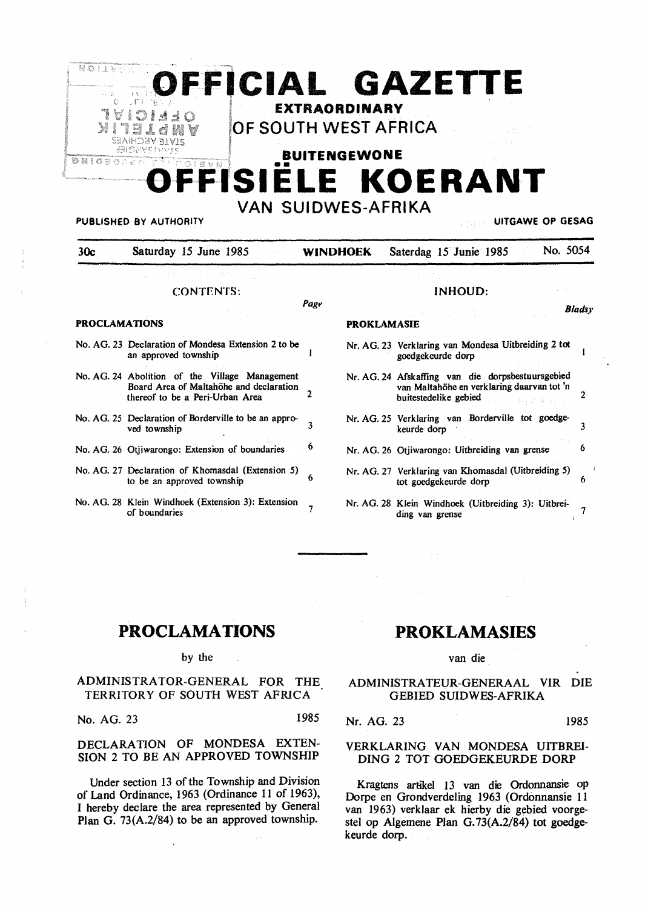# OFFICIAL GAZETTE

## EXTRAORDINARY

## OF SOUTH WEST AFRICA

## BUITENGEWONE

# OFFISIËLE KOERANT

## VAN SUIDWES-AFRIKA

PUBLISHED BY AUTHORITY — UITGAWE OP GESAG

30c — Saturday 15 June 1985 — WINDHOEK — Saterdag 15 Junie 1985 — No. 5054

### CONTENTS:

**PROCLAMATIONS**

| | | Page |
|---|---|---|
| No. AG. 23 | Declaration of Mondesa Extension 2 to be an approved township | 1 |
| No. AG. 24 | Abolition of the Village Management Board Area of Maltahöhe and declaration thereof to be a Peri-Urban Area | 2 |
| No. AG. 25 | Declaration of Borderville to be an approved township | 3 |
| No. AG. 26 | Otjiwarongo: Extension of boundaries | 6 |
| No. AG. 27 | Declaration of Khomasdal (Extension 5) to be an approved township | 6 |
| No. AG. 28 | Klein Windhoek (Extension 3): Extension of boundaries | 7 |

### INHOUD:

**PROKLAMASIE**

| | | Bladsy |
|---|---|---|
| Nr. AG. 23 | Verklaring van Mondesa Uitbreiding 2 tot goedgekeurde dorp | 1 |
| Nr. AG. 24 | Afskaffing van die dorpsbestuursgebied van Maltahöhe en verklaring daarvan tot 'n buitestedelike gebied | 2 |
| Nr. AG. 25 | Verklaring van Borderville tot goedgekeurde dorp | 3 |
| Nr. AG. 26 | Otjiwarongo: Uitbreiding van grense | 6 |
| Nr. AG. 27 | Verklaring van Khomasdal (Uitbreiding 5) tot goedgekeurde dorp | 6 |
| Nr. AG. 28 | Klein Windhoek (Uitbreiding 3): Uitbreiding van grense | 7 |

## PROCLAMATIONS

by the

ADMINISTRATOR-GENERAL FOR THE TERRITORY OF SOUTH WEST AFRICA

No. AG. 23 — 1985

### DECLARATION OF MONDESA EXTENSION 2 TO BE AN APPROVED TOWNSHIP

Under section 13 of the Township and Division of Land Ordinance, 1963 (Ordinance 11 of 1963), I hereby declare the area represented by General Plan G. 73(A.2/84) to be an approved township.

## PROKLAMASIES

van die

ADMINISTRATEUR-GENERAAL VIR DIE GEBIED SUIDWES-AFRIKA

Nr. AG. 23 — 1985

### VERKLARING VAN MONDESA UITBREIDING 2 TOT GOEDGEKEURDE DORP

Kragtens artikel 13 van die Ordonnansie op Dorpe en Grondverdeling 1963 (Ordonnansie 11 van 1963) verklaar ek hierby die gebied voorgestel op Algemene Plan G.73(A.2/84) tot goedgekeurde dorp.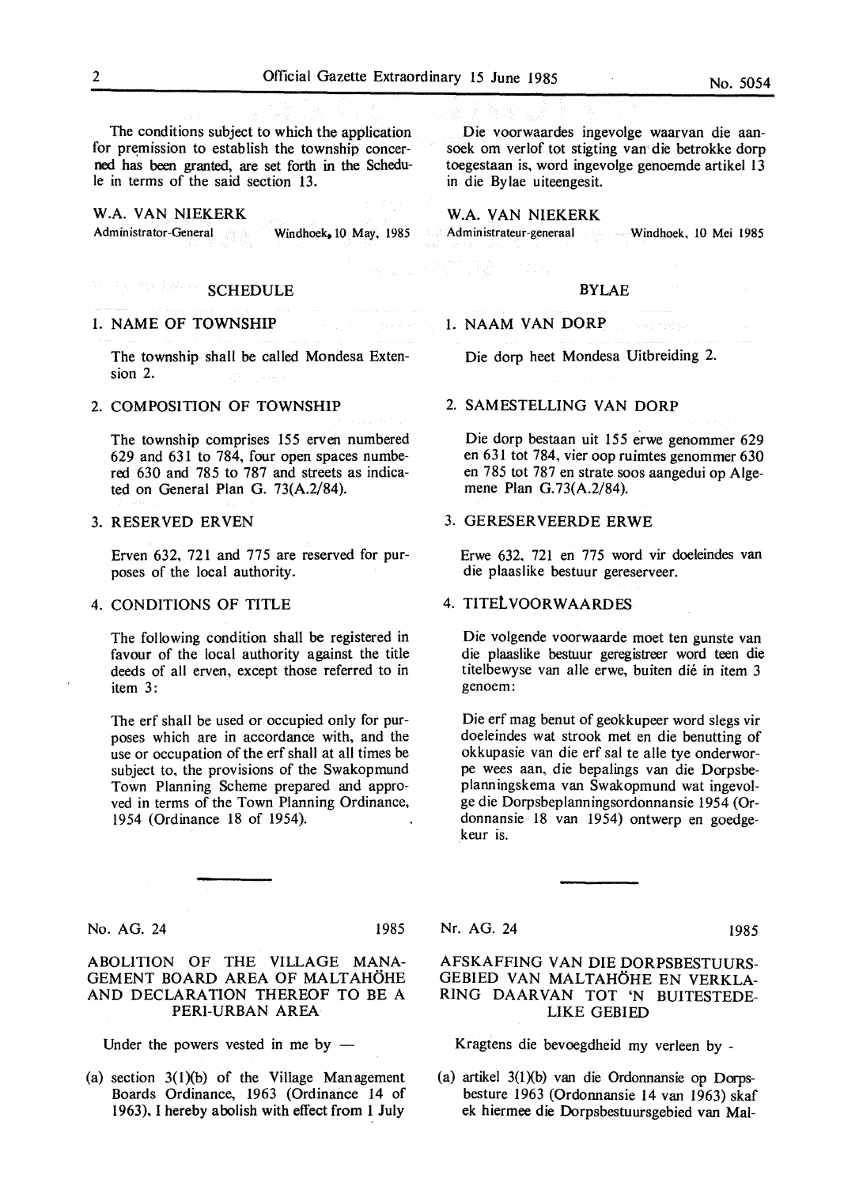The conditions subject to which the application for premission to establish the township concerned has been granted, are set forth in the Schedule in terms of the said section 13.

W.A. VAN NIEKERK
Administrator-General Windhoek, 10 May, 1985

## SCHEDULE

1. NAME OF TOWNSHIP

The township shall be called Mondesa Extension 2.

2. COMPOSITION OF TOWNSHIP

The township comprises 155 erven numbered 629 and 631 to 784, four open spaces numbered 630 and 785 to 787 and streets as indicated on General Plan G. 73(A.2/84).

3. RESERVED ERVEN

Erven 632, 721 and 775 are reserved for purposes of the local authority.

4. CONDITIONS OF TITLE

The following condition shall be registered in favour of the local authority against the title deeds of all erven, except those referred to in item 3:

The erf shall be used or occupied only for purposes which are in accordance with, and the use or occupation of the erf shall at all times be subject to, the provisions of the Swakopmund Town Planning Scheme prepared and approved in terms of the Town Planning Ordinance, 1954 (Ordinance 18 of 1954).

Die voorwaardes ingevolge waarvan die aansoek om verlof tot stigting van die betrokke dorp toegestaan is, word ingevolge genoemde artikel 13 in die Bylae uiteengesit.

W.A. VAN NIEKERK
Administrateur-generaal Windhoek, 10 Mei 1985

## BYLAE

1. NAAM VAN DORP

Die dorp heet Mondesa Uitbreiding 2.

2. SAMESTELLING VAN DORP

Die dorp bestaan uit 155 erwe genommer 629 en 631 tot 784, vier oop ruimtes genommer 630 en 785 tot 787 en strate soos aangedui op Algemene Plan G.73(A.2/84).

3. GERESERVEERDE ERWE

Erwe 632, 721 en 775 word vir doeleindes van die plaaslike bestuur gereserveer.

4. TITELVOORWAARDES

Die volgende voorwaarde moet ten gunste van die plaaslike bestuur geregistreer word teen die titelbewyse van alle erwe, buiten dié in item 3 genoem:

Die erf mag benut of geokkupeer word slegs vir doeleindes wat strook met en die benutting of okkupasie van die erf sal te alle tye onderworpe wees aan, die bepalings van die Dorpsbeplanningskema van Swakopmund wat ingevolge die Dorpsbeplanningsordonnansie 1954 (Ordonnansie 18 van 1954) ontwerp en goedgekeur is.

---

No. AG. 24 1985

## ABOLITION OF THE VILLAGE MANAGEMENT BOARD AREA OF MALTAHÖHE AND DECLARATION THEREOF TO BE A PERI-URBAN AREA

Under the powers vested in me by —

(a) section 3(1)(b) of the Village Management Boards Ordinance, 1963 (Ordinance 14 of 1963), I hereby abolish with effect from 1 July

Nr. AG. 24 1985

## AFSKAFFING VAN DIE DORPSBESTUURSGEBIED VAN MALTAHÖHE EN VERKLARING DAARVAN TOT 'N BUITESTEDELIKE GEBIED

Kragtens die bevoegdheid my verleen by -

(a) artikel 3(1)(b) van die Ordonnansie op Dorpsbesture 1963 (Ordonnansie 14 van 1963) skaf ek hiermee die Dorpsbestuursgebied van Mal-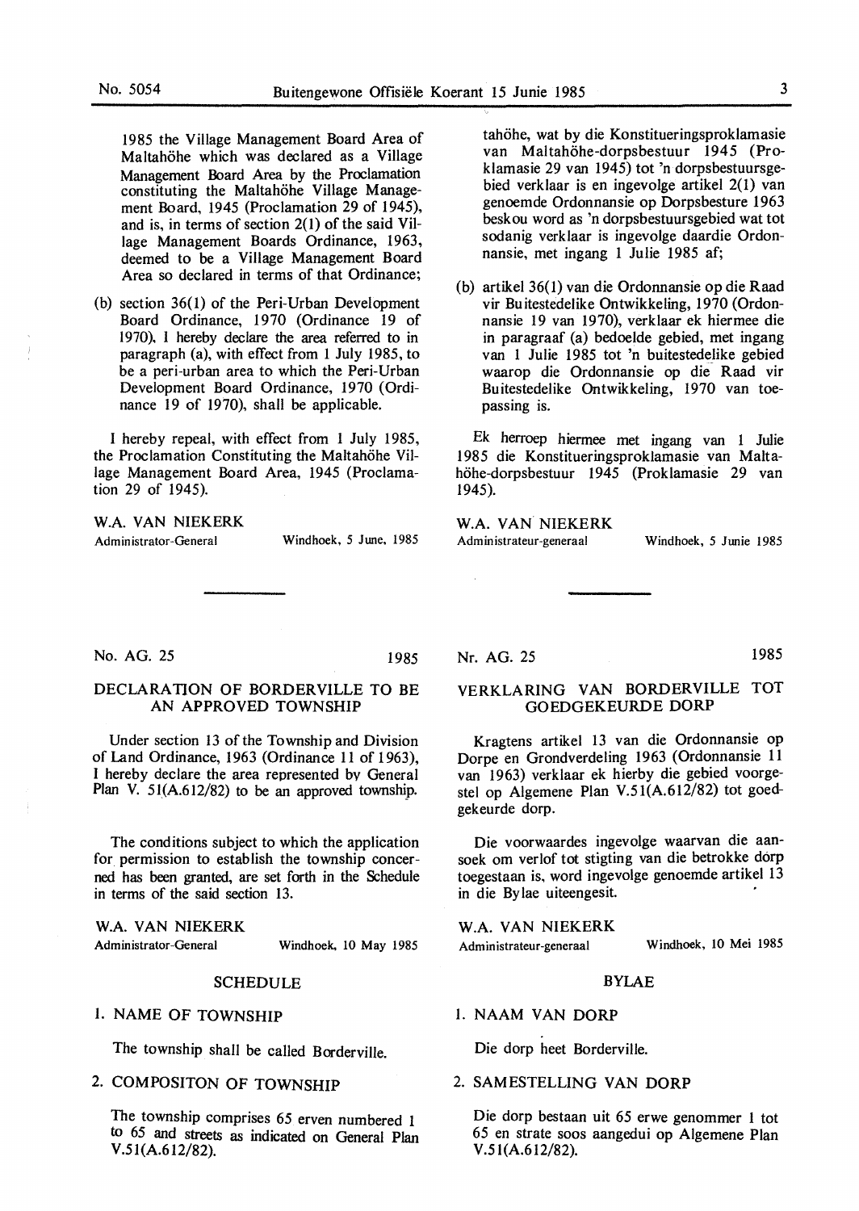1985 the Village Management Board Area of Maltahöhe which was declared as a Village Management Board Area by the Proclamation constituting the Maltahöhe Village Management Board, 1945 (Proclamation 29 of 1945), and is, in terms of section 2(1) of the said Village Management Boards Ordinance, 1963, deemed to be a Village Management Board Area so declared in terms of that Ordinance;

(b) section 36(1) of the Peri-Urban Development Board Ordinance, 1970 (Ordinance 19 of 1970), I hereby declare the area referred to in paragraph (a), with effect from 1 July 1985, to be a peri-urban area to which the Peri-Urban Development Board Ordinance, 1970 (Ordinance 19 of 1970), shall be applicable.

I hereby repeal, with effect from 1 July 1985, the Proclamation Constituting the Maltahöhe Village Management Board Area, 1945 (Proclamation 29 of 1945).

W.A. VAN NIEKERK
Administrator-General — Windhoek, 5 June, 1985

tahöhe, wat by die Konstitueringsproklamasie van Maltahöhe-dorpsbestuur 1945 (Proklamasie 29 van 1945) tot 'n dorpsbestuursgebied verklaar is en ingevolge artikel 2(1) van genoemde Ordonnansie op Dorpsbesture 1963 beskou word as 'n dorpsbestuursgebied wat tot sodanig verklaar is ingevolge daardie Ordonnansie, met ingang 1 Julie 1985 af;

(b) artikel 36(1) van die Ordonnansie op die Raad vir Buitestedelike Ontwikkeling, 1970 (Ordonnansie 19 van 1970), verklaar ek hiermee die in paragraaf (a) bedoelde gebied, met ingang van 1 Julie 1985 tot 'n buitestedelike gebied waarop die Ordonnansie op die Raad vir Buitestedelike Ontwikkeling, 1970 van toepassing is.

Ek herroep hiermee met ingang van 1 Julie 1985 die Konstitueringsproklamasie van Maltahöhe-dorpsbestuur 1945 (Proklamasie 29 van 1945).

W.A. VAN NIEKERK
Administrateur-generaal — Windhoek, 5 Junie 1985

---

No. AG. 25 — 1985

## DECLARATION OF BORDERVILLE TO BE AN APPROVED TOWNSHIP

Under section 13 of the Township and Division of Land Ordinance, 1963 (Ordinance 11 of 1963), I hereby declare the area represented by General Plan V. 51(A.612/82) to be an approved township.

The conditions subject to which the application for permission to establish the township concerned has been granted, are set forth in the Schedule in terms of the said section 13.

W.A. VAN NIEKERK
Administrator-General — Windhoek, 10 May 1985

### SCHEDULE

1. NAME OF TOWNSHIP

   The township shall be called Borderville.

2. COMPOSITON OF TOWNSHIP

   The township comprises 65 erven numbered 1 to 65 and streets as indicated on General Plan V.51(A.612/82).

Nr. AG. 25 — 1985

## VERKLARING VAN BORDERVILLE TOT GOEDGEKEURDE DORP

Kragtens artikel 13 van die Ordonnansie op Dorpe en Grondverdeling 1963 (Ordonnansie 11 van 1963) verklaar ek hierby die gebied voorgestel op Algemene Plan V.51(A.612/82) tot goedgekeurde dorp.

Die voorwaardes ingevolge waarvan die aansoek om verlof tot stigting van die betrokke dorp toegestaan is, word ingevolge genoemde artikel 13 in die Bylae uiteengesit.

W.A. VAN NIEKERK
Administrateur-generaal — Windhoek, 10 Mei 1985

### BYLAE

1. NAAM VAN DORP

   Die dorp heet Borderville.

2. SAMESTELLING VAN DORP

   Die dorp bestaan uit 65 erwe genommer 1 tot 65 en strate soos aangedui op Algemene Plan V.51(A.612/82).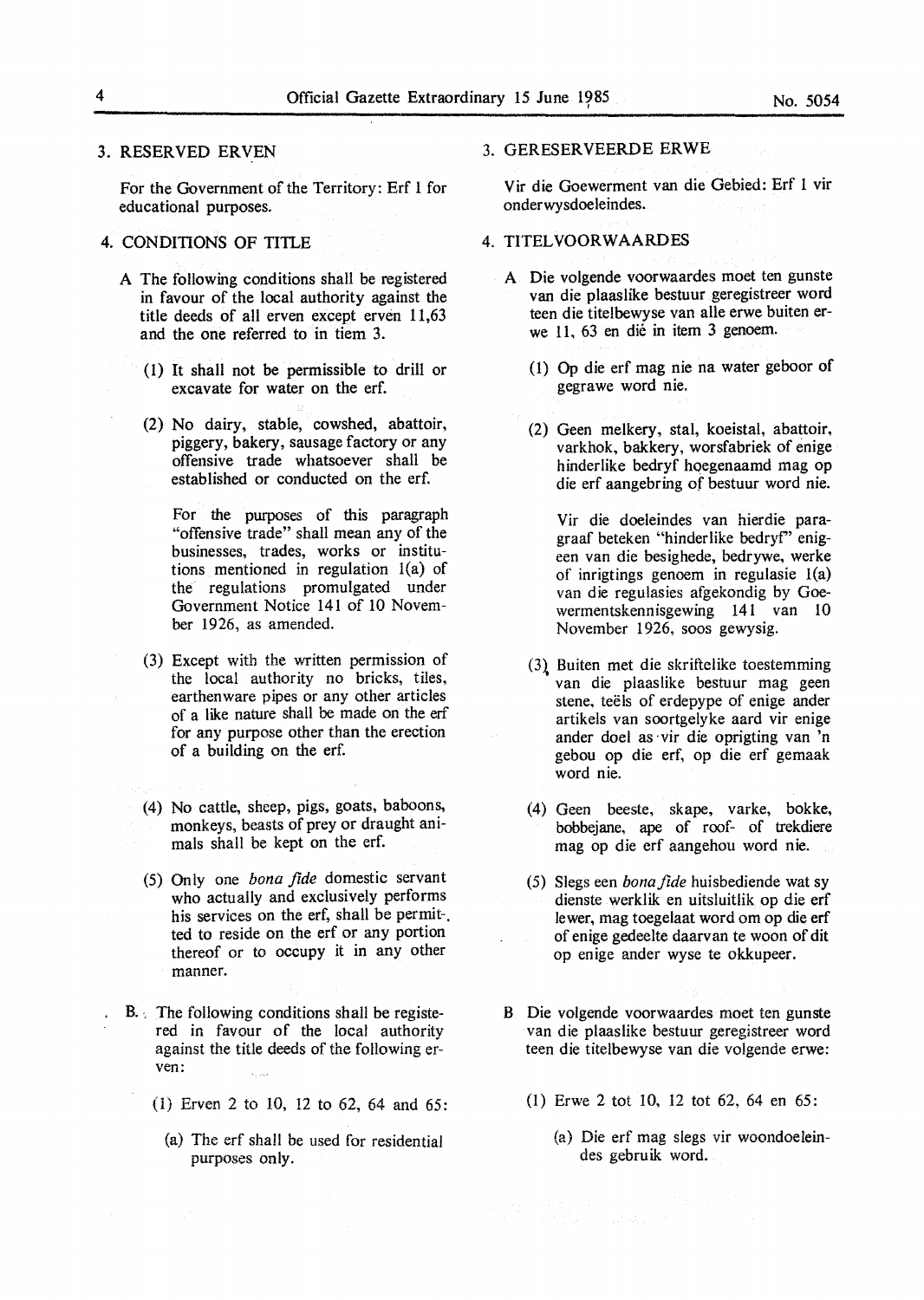3. RESERVED ERVEN

For the Government of the Territory: Erf 1 for educational purposes.

4. CONDITIONS OF TITLE

A The following conditions shall be registered in favour of the local authority against the title deeds of all erven except erven 11,63 and the one referred to in tiem 3.

(1) It shall not be permissible to drill or excavate for water on the erf.

(2) No dairy, stable, cowshed, abattoir, piggery, bakery, sausage factory or any offensive trade whatsoever shall be established or conducted on the erf.

For the purposes of this paragraph "offensive trade" shall mean any of the businesses, trades, works or institutions mentioned in regulation 1(a) of the regulations promulgated under Government Notice 141 of 10 November 1926, as amended.

(3) Except with the written permission of the local authority no bricks, tiles, earthenware pipes or any other articles of a like nature shall be made on the erf for any purpose other than the erection of a building on the erf.

(4) No cattle, sheep, pigs, goats, baboons, monkeys, beasts of prey or draught animals shall be kept on the erf.

(5) Only one *bona fide* domestic servant who actually and exclusively performs his services on the erf, shall be permitted to reside on the erf or any portion thereof or to occupy it in any other manner.

B. The following conditions shall be registered in favour of the local authority against the title deeds of the following erven:

(1) Erven 2 to 10, 12 to 62, 64 and 65:

(a) The erf shall be used for residential purposes only.

3. GERESERVEERDE ERWE

Vir die Goewerment van die Gebied: Erf 1 vir onderwysdoeleindes.

4. TITELVOORWAARDES

A Die volgende voorwaardes moet ten gunste van die plaaslike bestuur geregistreer word teen die titelbewyse van alle erwe buiten erwe 11, 63 en dié in item 3 genoem.

(1) Op die erf mag nie na water geboor of gegrawe word nie.

(2) Geen melkery, stal, koeistal, abattoir, varkhok, bakkery, worsfabriek of enige hinderlike bedryf hoegenaamd mag op die erf aangebring of bestuur word nie.

Vir die doeleindes van hierdie paragraaf beteken "hinderlike bedryf" enigeen van die besighede, bedrywe, werke of inrigtings genoem in regulasie 1(a) van die regulasies afgekondig by Goewermentskennisgewing 141 van 10 November 1926, soos gewysig.

(3) Buiten met die skriftelike toestemming van die plaaslike bestuur mag geen stene, teëls of erdepype of enige ander artikels van soortgelyke aard vir enige ander doel as vir die oprigting van 'n gebou op die erf, op die erf gemaak word nie.

(4) Geen beeste, skape, varke, bokke, bobbejane, ape of roof- of trekdiere mag op die erf aangehou word nie.

(5) Slegs een *bona fide* huisbediende wat sy dienste werklik en uitsluitlik op die erf lewer, mag toegelaat word om op die erf of enige gedeelte daarvan te woon of dit op enige ander wyse te okkupeer.

B Die volgende voorwaardes moet ten gunste van die plaaslike bestuur geregistreer word teen die titelbewyse van die volgende erwe:

(1) Erwe 2 tot 10, 12 tot 62, 64 en 65:

(a) Die erf mag slegs vir woondoeleindes gebruik word.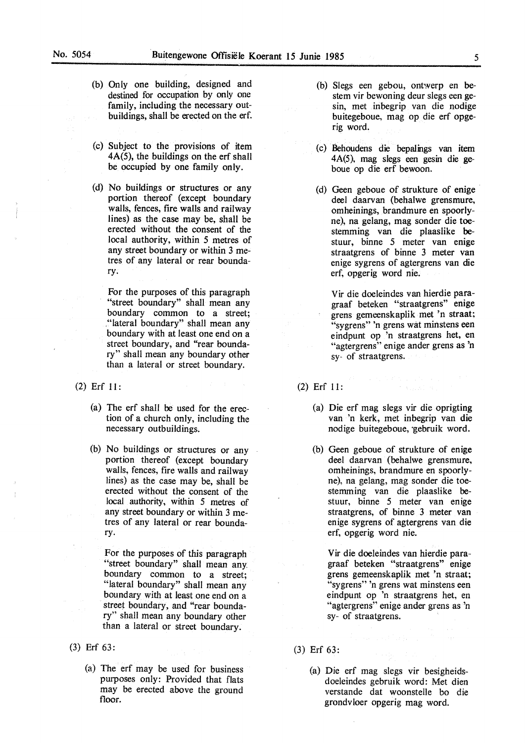(b) Only one building, designed and destined for occupation by only one family, including the necessary outbuildings, shall be erected on the erf.

(c) Subject to the provisions of item 4A(5), the buildings on the erf shall be occupied by one family only.

(d) No buildings or structures or any portion thereof (except boundary walls, fences, fire walls and railway lines) as the case may be, shall be erected without the consent of the local authority, within 5 metres of any street boundary or within 3 metres of any lateral or rear boundary.

For the purposes of this paragraph "street boundary" shall mean any boundary common to a street; "lateral boundary" shall mean any boundary with at least one end on a street boundary, and "rear boundary" shall mean any boundary other than a lateral or street boundary.

(2) Erf 11:

(a) The erf shall be used for the erection of a church only, including the necessary outbuildings.

(b) No buildings or structures or any portion thereof (except boundary walls, fences, fire walls and railway lines) as the case may be, shall be erected without the consent of the local authority, within 5 metres of any street boundary or within 3 metres of any lateral or rear boundary.

For the purposes of this paragraph "street boundary" shall mean any boundary common to a street; "lateral boundary" shall mean any boundary with at least one end on a street boundary, and "rear boundary" shall mean any boundary other than a lateral or street boundary.

(3) Erf 63:

(a) The erf may be used for business purposes only: Provided that flats may be erected above the ground floor.

(b) Slegs een gebou, ontwerp en bestem vir bewoning deur slegs een gesin, met inbegrip van die nodige buitegeboue, mag op die erf opgerig word.

(c) Behoudens die bepalings van item 4A(5), mag slegs een gesin die geboue op die erf bewoon.

(d) Geen geboue of strukture of enige deel daarvan (behalwe grensmure, omheinings, brandmure en spoorlyne), na gelang, mag sonder die toestemming van die plaaslike bestuur, binne 5 meter van enige straatgrens of binne 3 meter van enige sygrens of agtergrens van die erf, opgerig word nie.

Vir die doeleindes van hierdie paragraaf beteken "straatgrens" enige grens gemeenskaplik met 'n straat; "sygrens" 'n grens wat minstens een eindpunt op 'n straatgrens het, en "agtergrens" enige ander grens as 'n sy- of straatgrens.

(2) Erf 11:

(a) Die erf mag slegs vir die oprigting van 'n kerk, met inbegrip van die nodige buitegeboue, gebruik word.

(b) Geen geboue of strukture of enige deel daarvan (behalwe grensmure, omheinings, brandmure en spoorlyne), na gelang, mag sonder die toestemming van die plaaslike bestuur, binne 5 meter van enige straatgrens, of binne 3 meter van enige sygrens of agtergrens van die erf, opgerig word nie.

Vir die doeleindes van hierdie paragraaf beteken "straatgrens" enige grens gemeenskaplik met 'n straat; "sygrens" 'n grens wat minstens een eindpunt op 'n straatgrens het, en "agtergrens" enige ander grens as 'n sy- of straatgrens.

(3) Erf 63:

(a) Die erf mag slegs vir besigheidsdoeleindes gebruik word: Met dien verstande dat woonstelle bo die grondvloer opgerig mag word.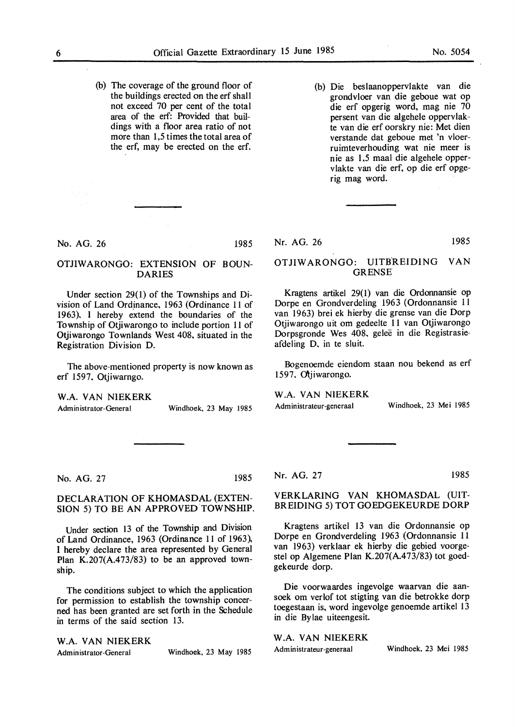(b) The coverage of the ground floor of the buildings erected on the erf shall not exceed 70 per cent of the total area of the erf: Provided that buildings with a floor area ratio of not more than 1,5 times the total area of the erf, may be erected on the erf.

(b) Die beslaanoppervlakte van die grondvloer van die geboue wat op die erf opgerig word, mag nie 70 persent van die algehele oppervlakte van die erf oorskry nie: Met dien verstande dat geboue met 'n vloerruimteverhouding wat nie meer is nie as 1,5 maal die algehele oppervlakte van die erf, op die erf opgerig mag word.

---

No. AG. 26 1985

## OTJIWARONGO: EXTENSION OF BOUNDARIES

Under section 29(1) of the Townships and Division of Land Ordinance, 1963 (Ordinance 11 of 1963), I hereby extend the boundaries of the Township of Otjiwarongo to include portion 11 of Otjiwarongo Townlands West 408, situated in the Registration Division D.

The above-mentioned property is now known as erf 1597, Otjiwarngo.

W.A. VAN NIEKERK
Administrator-General

Windhoek, 23 May 1985

---

Nr. AG. 26 1985

## OTJIWARONGO: UITBREIDING VAN GRENSE

Kragtens artikel 29(1) van die Ordonnansie op Dorpe en Grondverdeling 1963 (Ordonnansie 11 van 1963) brei ek hierby die grense van die Dorp Otjiwarongo uit om gedeelte 11 van Otjiwarongo Dorpsgronde Wes 408, geleë in die Registrasieafdeling D, in te sluit.

Bogenoemde eiendom staan nou bekend as erf 1597, Otjiwarongo.

W.A. VAN NIEKERK
Administrateur-generaal

Windhoek, 23 Mei 1985

---

No. AG. 27 1985

## DECLARATION OF KHOMASDAL (EXTENSION 5) TO BE AN APPROVED TOWNSHIP.

Under section 13 of the Township and Division of Land Ordinance, 1963 (Ordinance 11 of 1963), I hereby declare the area represented by General Plan K.207(A.473/83) to be an approved township.

The conditions subject to which the application for permission to establish the township concerned has been granted are set forth in the Schedule in terms of the said section 13.

W.A. VAN NIEKERK
Administrator-General

Windhoek, 23 May 1985

---

Nr. AG. 27 1985

## VERKLARING VAN KHOMASDAL (UITBREIDING 5) TOT GOEDGEKEURDE DORP

Kragtens artikel 13 van die Ordonnansie op Dorpe en Grondverdeling 1963 (Ordonnansie 11 van 1963) verklaar ek hierby die gebied voorgestel op Algemene Plan K.207(A.473/83) tot goedgekeurde dorp.

Die voorwaardes ingevolge waarvan die aansoek om verlof tot stigting van die betrokke dorp toegestaan is, word ingevolge genoemde artikel 13 in die Bylae uiteengesit.

W.A. VAN NIEKERK
Administrateur-generaal

Windhoek, 23 Mei 1985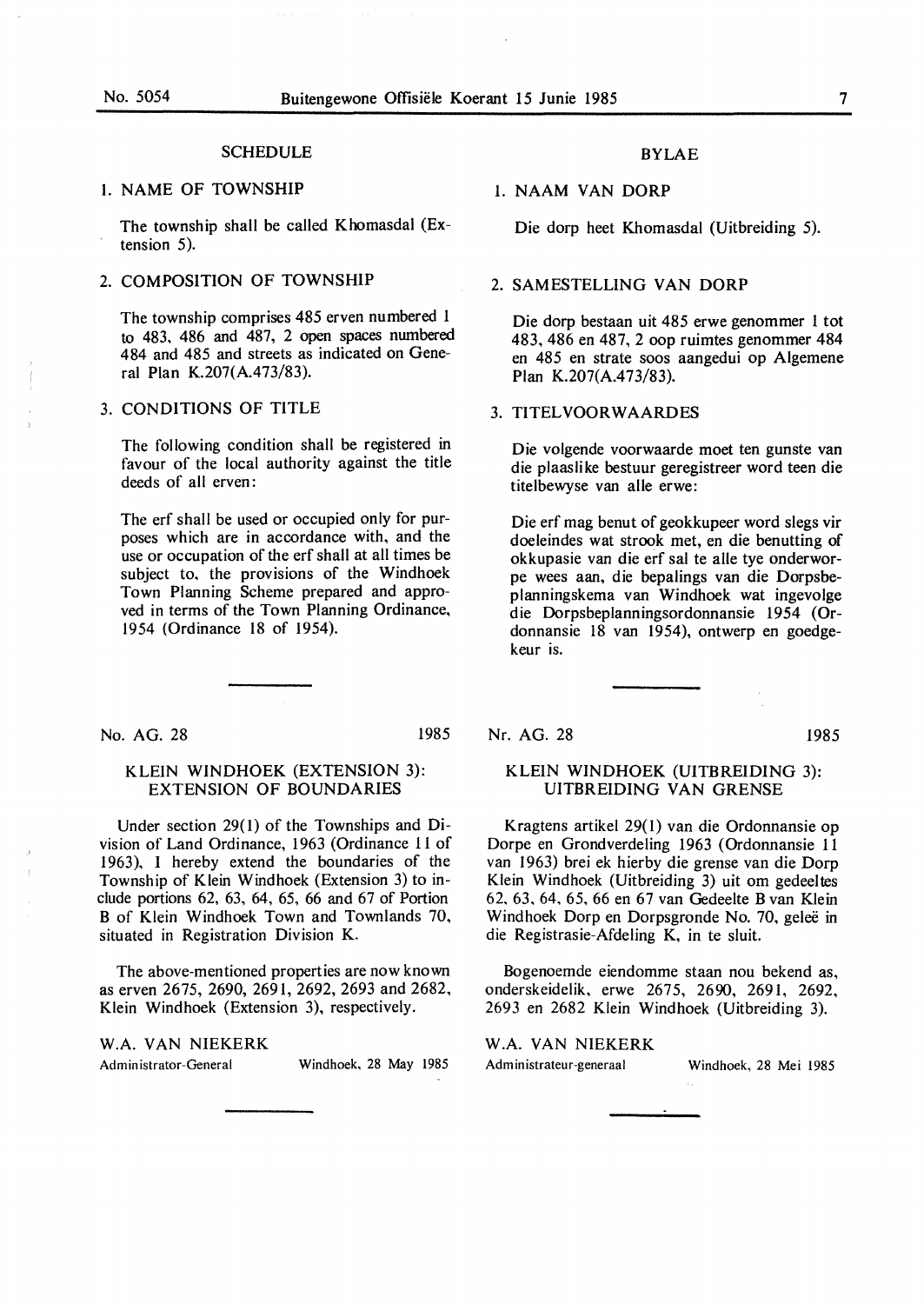## SCHEDULE

### 1. NAME OF TOWNSHIP

The township shall be called Khomasdal (Extension 5).

### 2. COMPOSITION OF TOWNSHIP

The township comprises 485 erven numbered 1 to 483, 486 and 487, 2 open spaces numbered 484 and 485 and streets as indicated on General Plan K.207(A.473/83).

### 3. CONDITIONS OF TITLE

The following condition shall be registered in favour of the local authority against the title deeds of all erven:

The erf shall be used or occupied only for purposes which are in accordance with, and the use or occupation of the erf shall at all times be subject to, the provisions of the Windhoek Town Planning Scheme prepared and approved in terms of the Town Planning Ordinance, 1954 (Ordinance 18 of 1954).

## BYLAE

### 1. NAAM VAN DORP

Die dorp heet Khomasdal (Uitbreiding 5).

### 2. SAMESTELLING VAN DORP

Die dorp bestaan uit 485 erwe genommer 1 tot 483, 486 en 487, 2 oop ruimtes genommer 484 en 485 en strate soos aangedui op Algemene Plan K.207(A.473/83).

### 3. TITELVOORWAARDES

Die volgende voorwaarde moet ten gunste van die plaaslike bestuur geregistreer word teen die titelbewyse van alle erwe:

Die erf mag benut of geokkupeer word slegs vir doeleindes wat strook met, en die benutting of okkupasie van die erf sal te alle tye onderworpe wees aan, die bepalings van die Dorpsbeplanningskema van Windhoek wat ingevolge die Dorpsbeplanningsordonnansie 1954 (Ordonnansie 18 van 1954), ontwerp en goedgekeur is.

---

No. AG. 28 1985

## KLEIN WINDHOEK (EXTENSION 3): EXTENSION OF BOUNDARIES

Under section 29(1) of the Townships and Division of Land Ordinance, 1963 (Ordinance 11 of 1963), I hereby extend the boundaries of the Township of Klein Windhoek (Extension 3) to include portions 62, 63, 64, 65, 66 and 67 of Portion B of Klein Windhoek Town and Townlands 70, situated in Registration Division K.

The above-mentioned properties are now known as erven 2675, 2690, 2691, 2692, 2693 and 2682, Klein Windhoek (Extension 3), respectively.

W.A. VAN NIEKERK
Administrator-General

Windhoek, 28 May 1985

---

Nr. AG. 28 1985

## KLEIN WINDHOEK (UITBREIDING 3): UITBREIDING VAN GRENSE

Kragtens artikel 29(1) van die Ordonnansie op Dorpe en Grondverdeling 1963 (Ordonnansie 11 van 1963) brei ek hierby die grense van die Dorp Klein Windhoek (Uitbreiding 3) uit om gedeeltes 62, 63, 64, 65, 66 en 67 van Gedeelte B van Klein Windhoek Dorp en Dorpsgronde No. 70, geleë in die Registrasie-Afdeling K, in te sluit.

Bogenoemde eiendomme staan nou bekend as, onderskeidelik, erwe 2675, 2690, 2691, 2692, 2693 en 2682 Klein Windhoek (Uitbreiding 3).

W.A. VAN NIEKERK
Administrateur-generaal

Windhoek, 28 Mei 1985